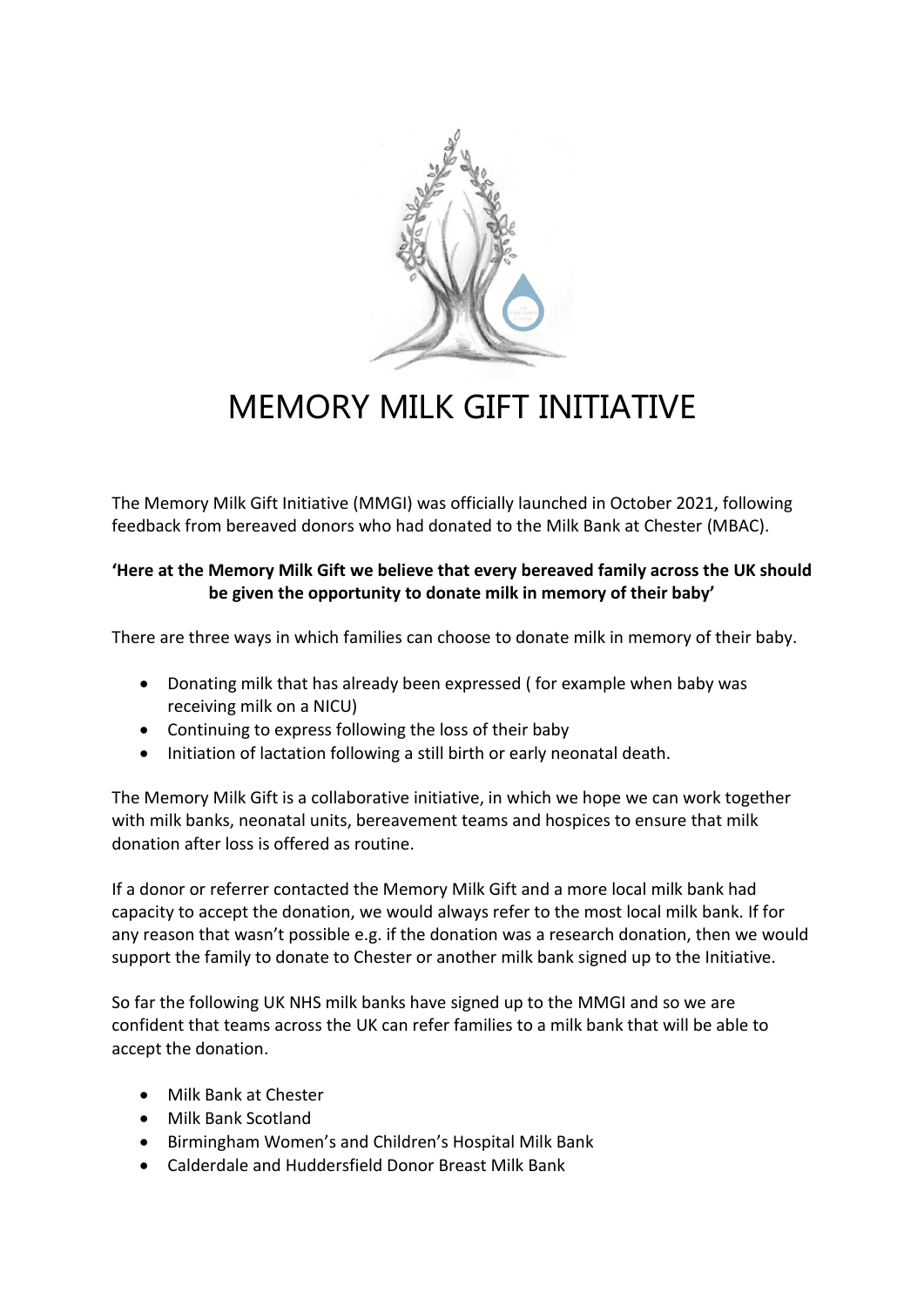# MEMORY MILK GIFT INITIATIVE

The Memory Milk Gift Initiative (MMGI) was officially launched in October 2021, following feedback from bereaved donors who had donated to the Milk Bank at Chester (MBAC).

**'Here at the Memory Milk Gift we believe that every bereaved family across the UK should be given the opportunity to donate milk in memory of their baby'**

There are three ways in which families can choose to donate milk in memory of their baby.

- Donating milk that has already been expressed ( for example when baby was receiving milk on a NICU)
- Continuing to express following the loss of their baby
- Initiation of lactation following a still birth or early neonatal death.

The Memory Milk Gift is a collaborative initiative, in which we hope we can work together with milk banks, neonatal units, bereavement teams and hospices to ensure that milk donation after loss is offered as routine.

If a donor or referrer contacted the Memory Milk Gift and a more local milk bank had capacity to accept the donation, we would always refer to the most local milk bank. If for any reason that wasn't possible e.g. if the donation was a research donation, then we would support the family to donate to Chester or another milk bank signed up to the Initiative.

So far the following UK NHS milk banks have signed up to the MMGI and so we are confident that teams across the UK can refer families to a milk bank that will be able to accept the donation.

- Milk Bank at Chester
- Milk Bank Scotland
- Birmingham Women's and Children's Hospital Milk Bank
- Calderdale and Huddersfield Donor Breast Milk Bank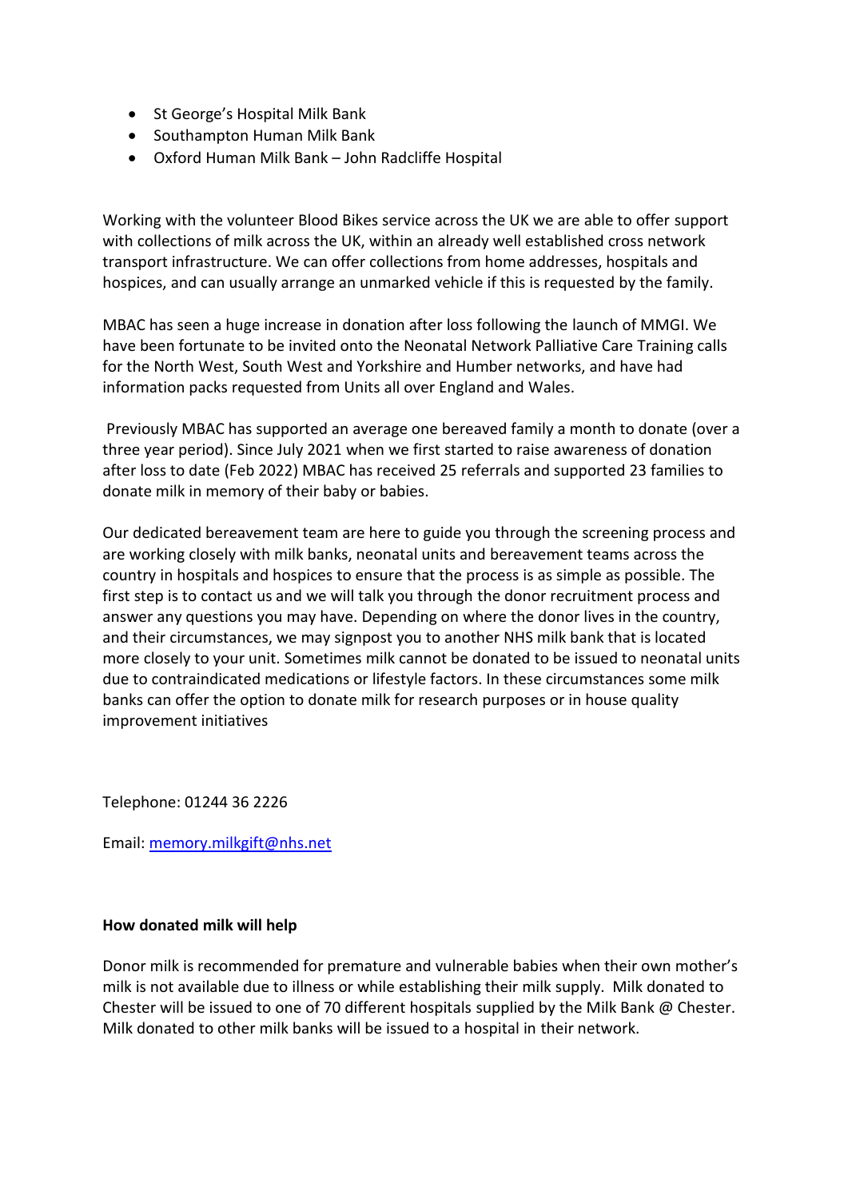- St George's Hospital Milk Bank
- Southampton Human Milk Bank
- Oxford Human Milk Bank – John Radcliffe Hospital

Working with the volunteer Blood Bikes service across the UK we are able to offer support with collections of milk across the UK, within an already well established cross network transport infrastructure. We can offer collections from home addresses, hospitals and hospices, and can usually arrange an unmarked vehicle if this is requested by the family.

MBAC has seen a huge increase in donation after loss following the launch of MMGI. We have been fortunate to be invited onto the Neonatal Network Palliative Care Training calls for the North West, South West and Yorkshire and Humber networks, and have had information packs requested from Units all over England and Wales.

Previously MBAC has supported an average one bereaved family a month to donate (over a three year period). Since July 2021 when we first started to raise awareness of donation after loss to date (Feb 2022) MBAC has received 25 referrals and supported 23 families to donate milk in memory of their baby or babies.

Our dedicated bereavement team are here to guide you through the screening process and are working closely with milk banks, neonatal units and bereavement teams across the country in hospitals and hospices to ensure that the process is as simple as possible. The first step is to contact us and we will talk you through the donor recruitment process and answer any questions you may have. Depending on where the donor lives in the country, and their circumstances, we may signpost you to another NHS milk bank that is located more closely to your unit. Sometimes milk cannot be donated to be issued to neonatal units due to contraindicated medications or lifestyle factors. In these circumstances some milk banks can offer the option to donate milk for research purposes or in house quality improvement initiatives

Telephone: 01244 36 2226

Email: memory.milkgift@nhs.net

**How donated milk will help**

Donor milk is recommended for premature and vulnerable babies when their own mother's milk is not available due to illness or while establishing their milk supply. Milk donated to Chester will be issued to one of 70 different hospitals supplied by the Milk Bank @ Chester. Milk donated to other milk banks will be issued to a hospital in their network.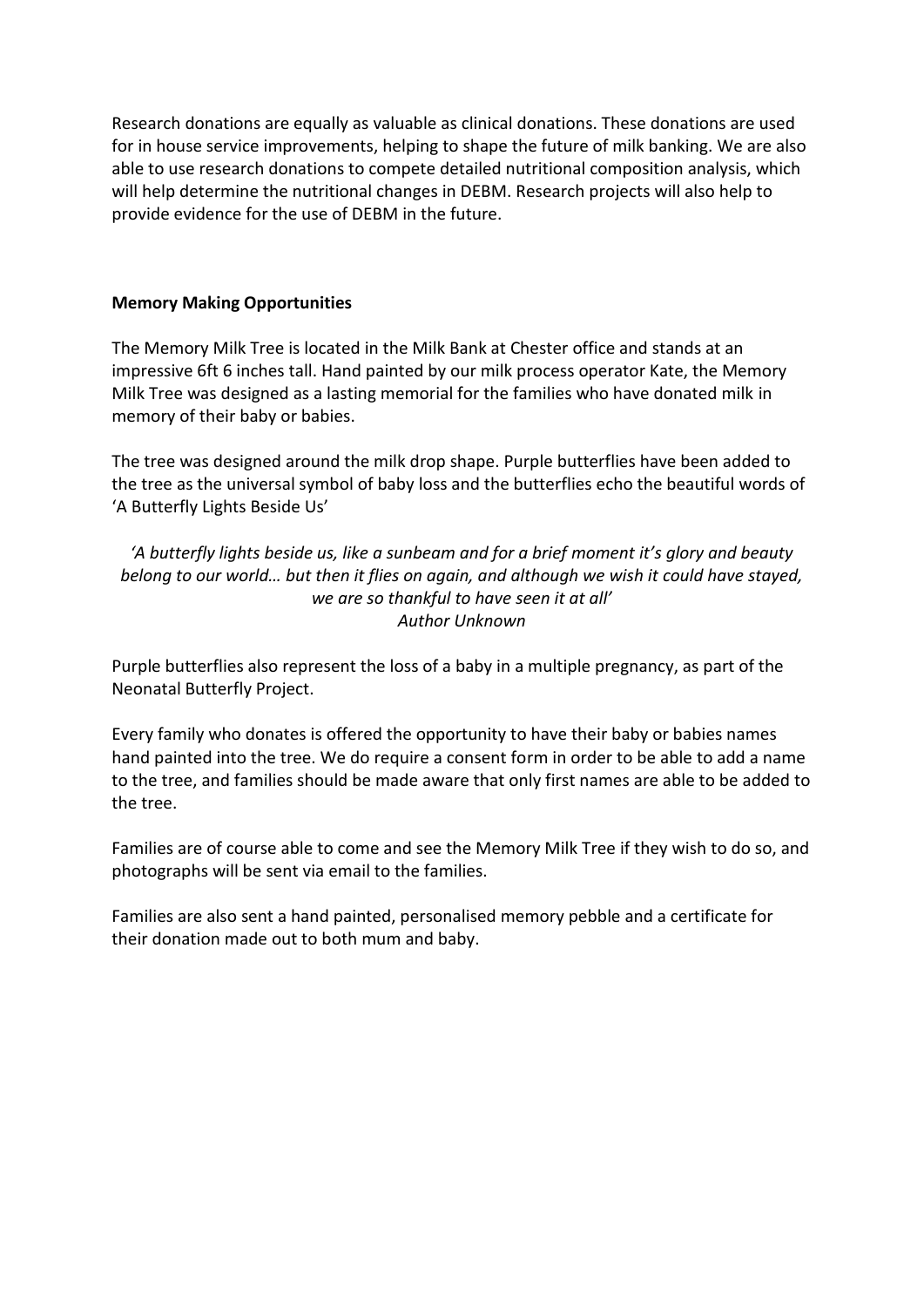Research donations are equally as valuable as clinical donations. These donations are used for in house service improvements, helping to shape the future of milk banking. We are also able to use research donations to compete detailed nutritional composition analysis, which will help determine the nutritional changes in DEBM. Research projects will also help to provide evidence for the use of DEBM in the future.

**Memory Making Opportunities**

The Memory Milk Tree is located in the Milk Bank at Chester office and stands at an impressive 6ft 6 inches tall. Hand painted by our milk process operator Kate, the Memory Milk Tree was designed as a lasting memorial for the families who have donated milk in memory of their baby or babies.

The tree was designed around the milk drop shape. Purple butterflies have been added to the tree as the universal symbol of baby loss and the butterflies echo the beautiful words of 'A Butterfly Lights Beside Us'

*'A butterfly lights beside us, like a sunbeam and for a brief moment it's glory and beauty belong to our world… but then it flies on again, and although we wish it could have stayed, we are so thankful to have seen it at all'*
*Author Unknown*

Purple butterflies also represent the loss of a baby in a multiple pregnancy, as part of the Neonatal Butterfly Project.

Every family who donates is offered the opportunity to have their baby or babies names hand painted into the tree. We do require a consent form in order to be able to add a name to the tree, and families should be made aware that only first names are able to be added to the tree.

Families are of course able to come and see the Memory Milk Tree if they wish to do so, and photographs will be sent via email to the families.

Families are also sent a hand painted, personalised memory pebble and a certificate for their donation made out to both mum and baby.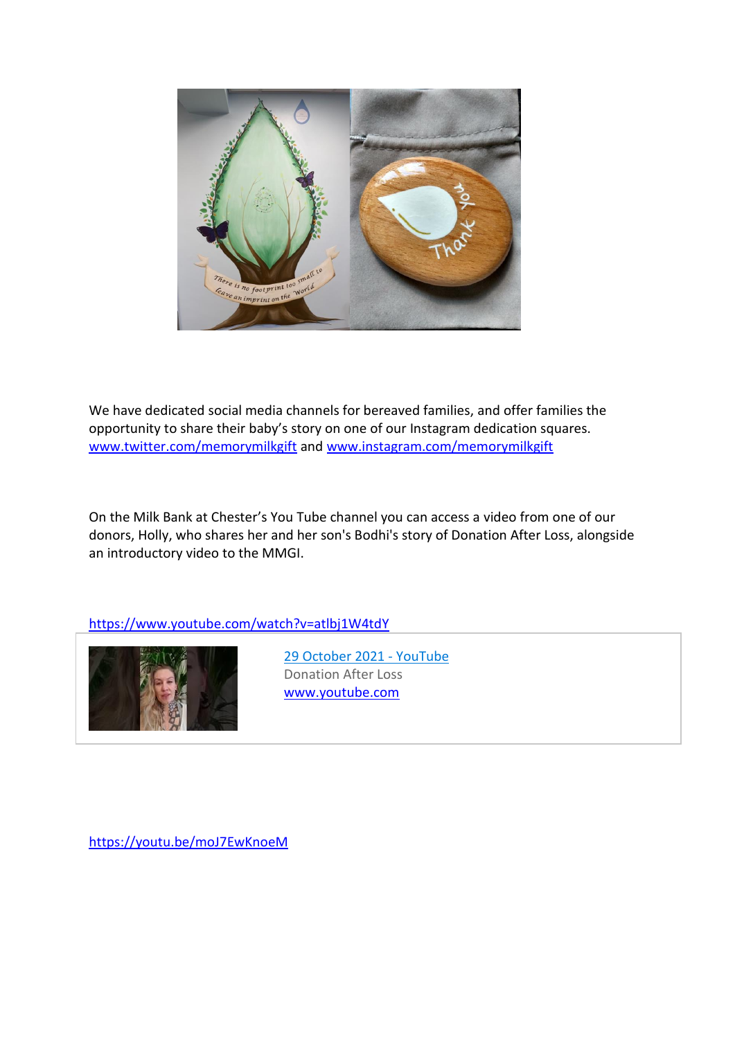We have dedicated social media channels for bereaved families, and offer families the opportunity to share their baby's story on one of our Instagram dedication squares. [www.twitter.com/memorymilkgift](www.twitter.com/memorymilkgift) and [www.instagram.com/memorymilkgift](www.instagram.com/memorymilkgift)

On the Milk Bank at Chester's You Tube channel you can access a video from one of our donors, Holly, who shares her and her son's Bodhi's story of Donation After Loss, alongside an introductory video to the MMGI.

[https://www.youtube.com/watch?v=atlbj1W4tdY](https://www.youtube.com/watch?v=atlbj1W4tdY)

[29 October 2021 - YouTube](https://www.youtube.com/watch?v=atlbj1W4tdY)
Donation After Loss
[www.youtube.com](www.youtube.com)

[https://youtu.be/moJ7EwKnoeM](https://youtu.be/moJ7EwKnoeM)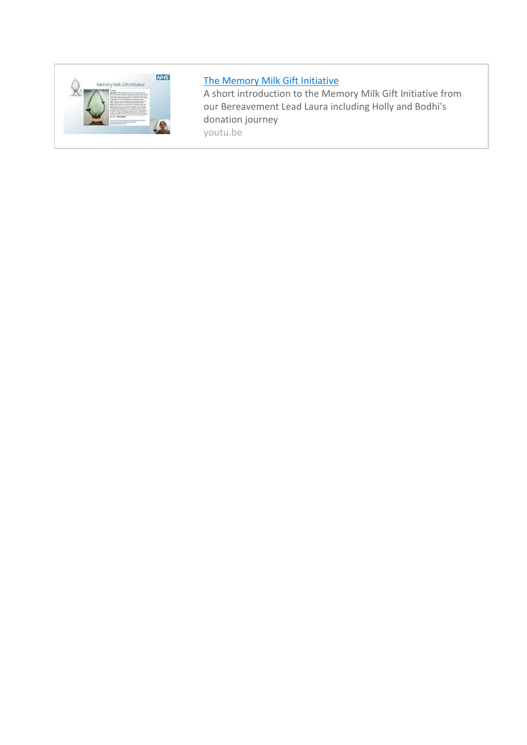[The Memory Milk Gift Initiative](youtu.be)

A short introduction to the Memory Milk Gift Initiative from our Bereavement Lead Laura including Holly and Bodhi's donation journey

youtu.be